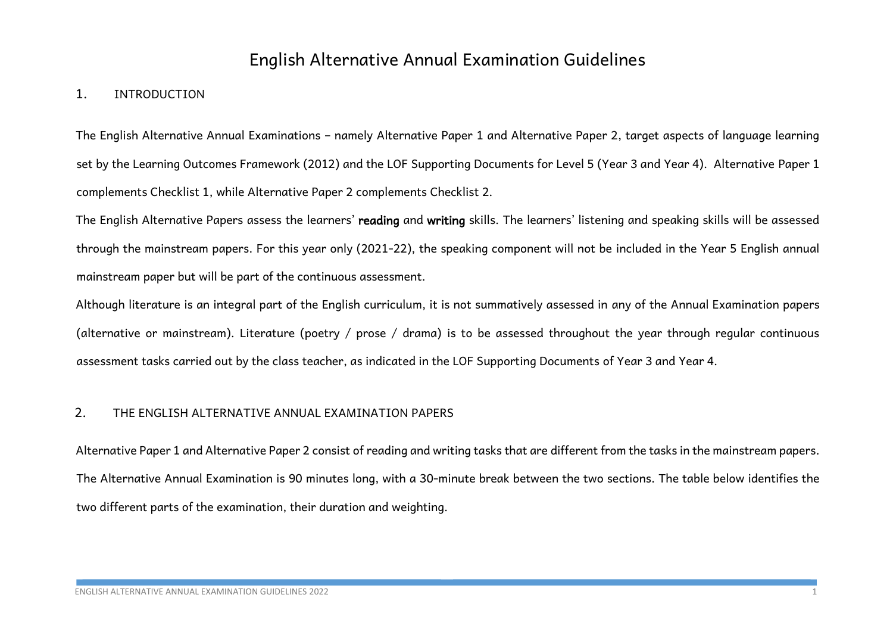# English Alternative Annual Examination Guidelines

## 1. INTRODUCTION

The English Alternative Annual Examinations – namely Alternative Paper 1 and Alternative Paper 2, target aspects of language learning set by the Learning Outcomes Framework (2012) and the LOF Supporting Documents for Level 5 (Year 3 and Year 4). Alternative Paper 1 complements Checklist 1, while Alternative Paper 2 complements Checklist 2.

The English Alternative Papers assess the learners' **reading** and **writing** skills. The learners' listening and speaking skills will be assessed through the mainstream papers. For this year only (2021-22), the speaking component will not be included in the Year 5 English annual mainstream paper but will be part of the continuous assessment.

Although literature is an integral part of the English curriculum, it is not summatively assessed in any of the Annual Examination papers (alternative or mainstream). Literature (poetry / prose / drama) is to be assessed throughout the year through regular continuous assessment tasks carried out by the class teacher, as indicated in the LOF Supporting Documents of Year 3 and Year 4.

## 2. THE ENGLISH ALTERNATIVE ANNUAL EXAMINATION PAPERS

Alternative Paper 1 and Alternative Paper 2 consist of reading and writing tasks that are different from the tasks in the mainstream papers. The Alternative Annual Examination is 90 minutes long, with a 30-minute break between the two sections. The table below identifies the two different parts of the examination, their duration and weighting.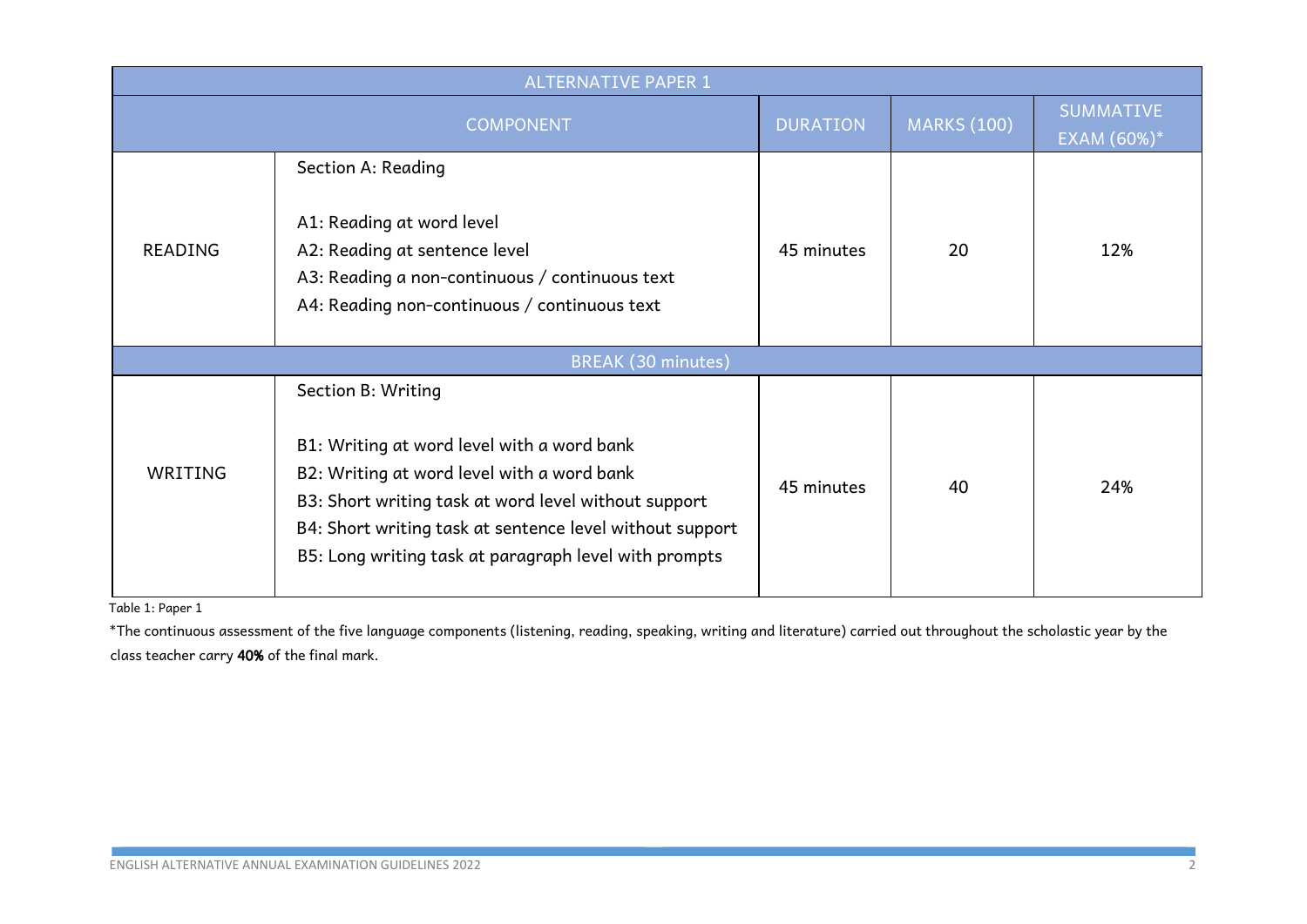| ALTERNATIVE PAPER 1 | | | | |
|---|---|---|---|---|
| COMPONENT | | DURATION | MARKS (100) | SUMMATIVE EXAM (60%)* |
| READING | Section A: Reading<br><br>A1: Reading at word level<br>A2: Reading at sentence level<br>A3: Reading a non-continuous / continuous text<br>A4: Reading non-continuous / continuous text | 45 minutes | 20 | 12% |
| BREAK (30 minutes) | | | | |
| WRITING | Section B: Writing<br><br>B1: Writing at word level with a word bank<br>B2: Writing at word level with a word bank<br>B3: Short writing task at word level without support<br>B4: Short writing task at sentence level without support<br>B5: Long writing task at paragraph level with prompts | 45 minutes | 40 | 24% |

Table 1: Paper 1

*The continuous assessment of the five language components (listening, reading, speaking, writing and literature) carried out throughout the scholastic year by the class teacher carry **40%** of the final mark.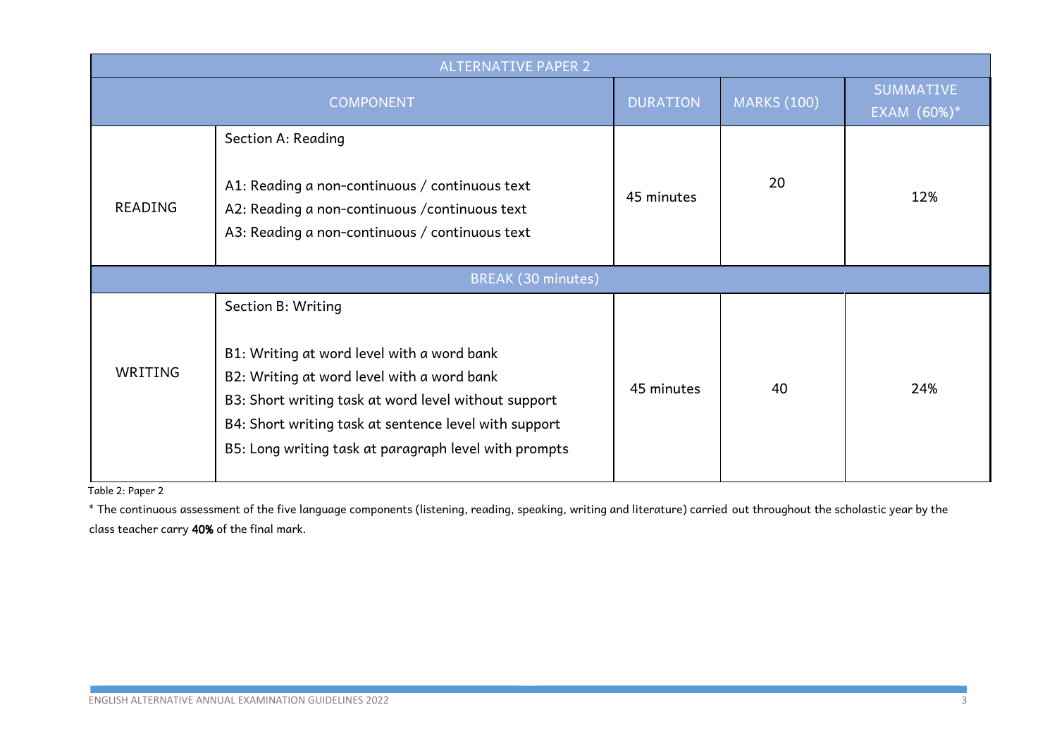| ALTERNATIVE PAPER 2 | | | | |
|---|---|---|---|---|
| COMPONENT | | DURATION | MARKS (100) | SUMMATIVE EXAM (60%)* |
| READING | Section A: Reading<br><br>A1: Reading a non-continuous / continuous text<br>A2: Reading a non-continuous /continuous text<br>A3: Reading a non-continuous / continuous text | 45 minutes | 20 | 12% |
| BREAK (30 minutes) | | | | |
| WRITING | Section B: Writing<br><br>B1: Writing at word level with a word bank<br>B2: Writing at word level with a word bank<br>B3: Short writing task at word level without support<br>B4: Short writing task at sentence level with support<br>B5: Long writing task at paragraph level with prompts | 45 minutes | 40 | 24% |

Table 2: Paper 2

* The continuous assessment of the five language components (listening, reading, speaking, writing and literature) carried out throughout the scholastic year by the class teacher carry **40%** of the final mark.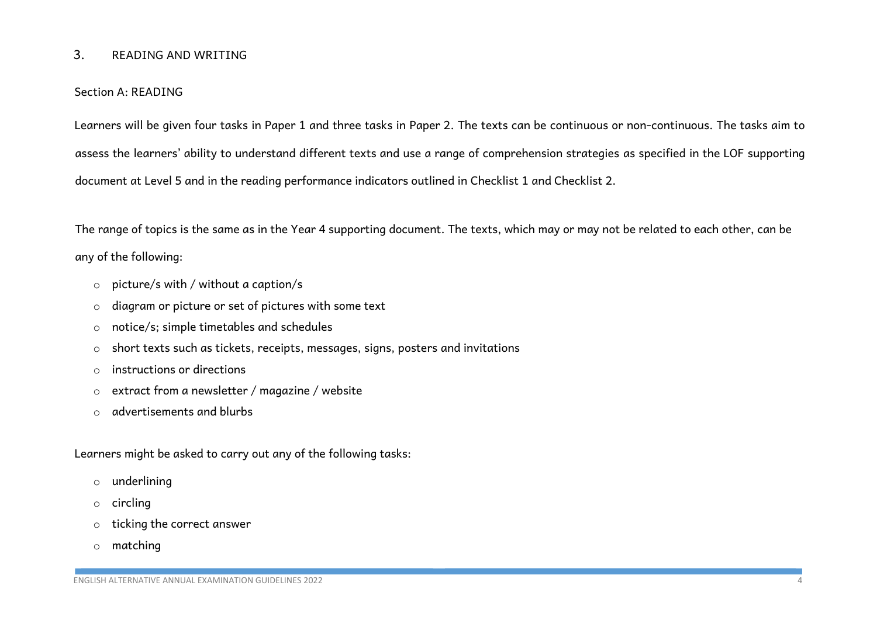## 3. READING AND WRITING

### Section A: READING

Learners will be given four tasks in Paper 1 and three tasks in Paper 2. The texts can be continuous or non-continuous. The tasks aim to assess the learners' ability to understand different texts and use a range of comprehension strategies as specified in the LOF supporting document at Level 5 and in the reading performance indicators outlined in Checklist 1 and Checklist 2.

The range of topics is the same as in the Year 4 supporting document. The texts, which may or may not be related to each other, can be any of the following:

- picture/s with / without a caption/s
- diagram or picture or set of pictures with some text
- notice/s; simple timetables and schedules
- short texts such as tickets, receipts, messages, signs, posters and invitations
- instructions or directions
- extract from a newsletter / magazine / website
- advertisements and blurbs

Learners might be asked to carry out any of the following tasks:

- underlining
- circling
- ticking the correct answer
- matching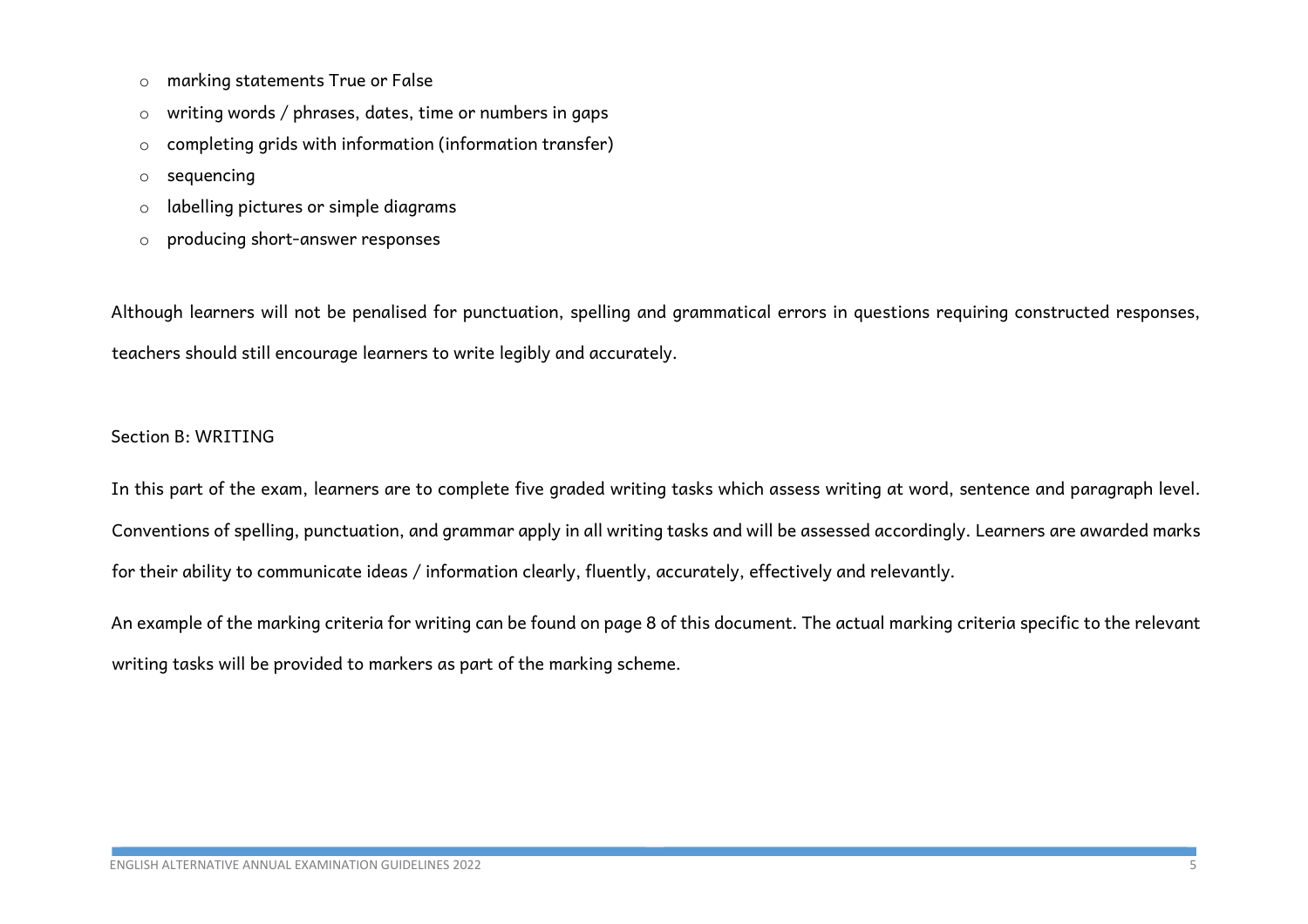- marking statements True or False
- writing words / phrases, dates, time or numbers in gaps
- completing grids with information (information transfer)
- sequencing
- labelling pictures or simple diagrams
- producing short-answer responses

Although learners will not be penalised for punctuation, spelling and grammatical errors in questions requiring constructed responses, teachers should still encourage learners to write legibly and accurately.

Section B: WRITING

In this part of the exam, learners are to complete five graded writing tasks which assess writing at word, sentence and paragraph level. Conventions of spelling, punctuation, and grammar apply in all writing tasks and will be assessed accordingly. Learners are awarded marks for their ability to communicate ideas / information clearly, fluently, accurately, effectively and relevantly.

An example of the marking criteria for writing can be found on page 8 of this document. The actual marking criteria specific to the relevant writing tasks will be provided to markers as part of the marking scheme.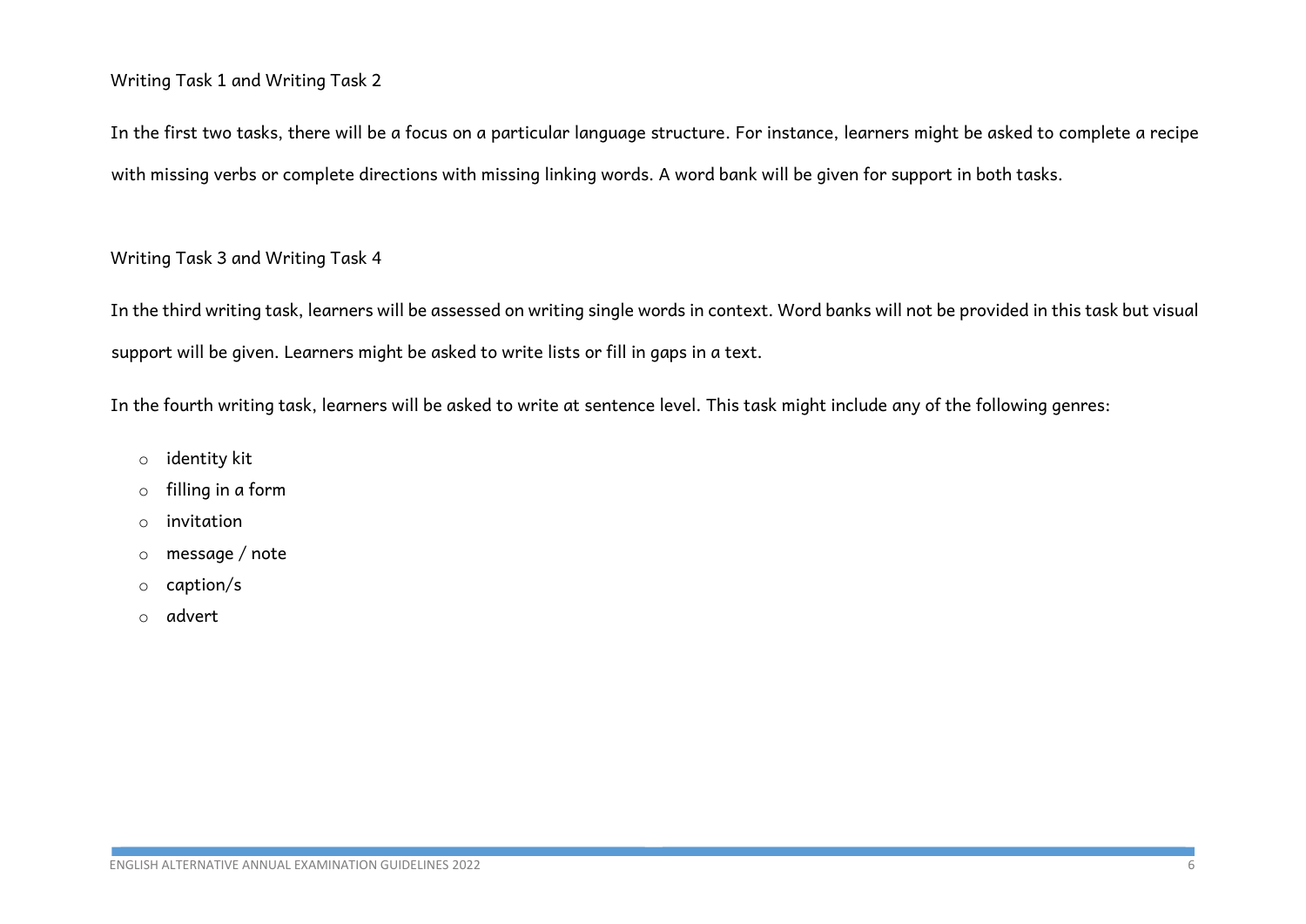Writing Task 1 and Writing Task 2

In the first two tasks, there will be a focus on a particular language structure. For instance, learners might be asked to complete a recipe with missing verbs or complete directions with missing linking words. A word bank will be given for support in both tasks.

Writing Task 3 and Writing Task 4

In the third writing task, learners will be assessed on writing single words in context. Word banks will not be provided in this task but visual support will be given. Learners might be asked to write lists or fill in gaps in a text.

In the fourth writing task, learners will be asked to write at sentence level. This task might include any of the following genres:

- identity kit
- filling in a form
- invitation
- message / note
- caption/s
- advert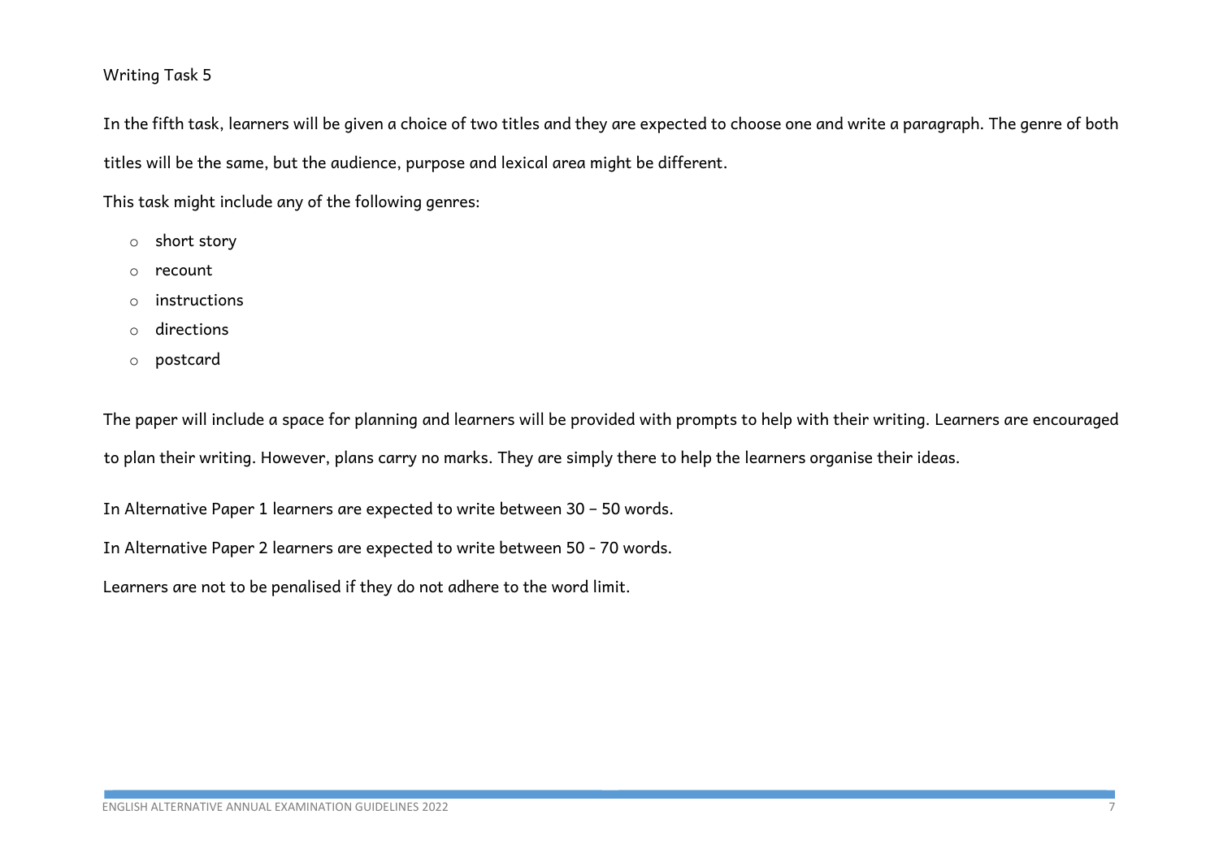## Writing Task 5

In the fifth task, learners will be given a choice of two titles and they are expected to choose one and write a paragraph. The genre of both titles will be the same, but the audience, purpose and lexical area might be different.

This task might include any of the following genres:

- short story
- recount
- instructions
- directions
- postcard

The paper will include a space for planning and learners will be provided with prompts to help with their writing. Learners are encouraged to plan their writing. However, plans carry no marks. They are simply there to help the learners organise their ideas.

In Alternative Paper 1 learners are expected to write between 30 – 50 words.

In Alternative Paper 2 learners are expected to write between 50 - 70 words.

Learners are not to be penalised if they do not adhere to the word limit.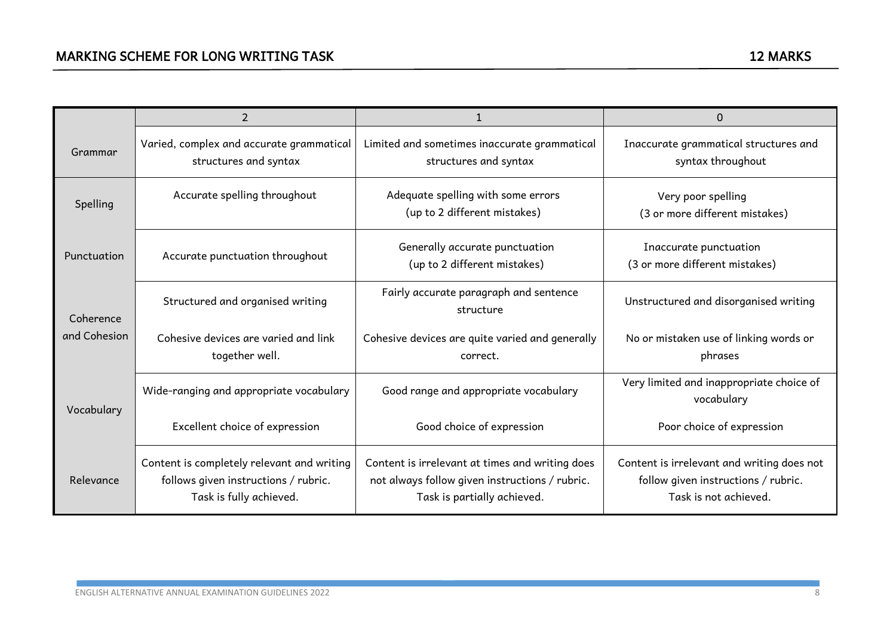## MARKING SCHEME FOR LONG WRITING TASK 12 MARKS

| | 2 | 1 | 0 |
|---|---|---|---|
| Grammar | Varied, complex and accurate grammatical structures and syntax | Limited and sometimes inaccurate grammatical structures and syntax | Inaccurate grammatical structures and syntax throughout |
| Spelling | Accurate spelling throughout | Adequate spelling with some errors (up to 2 different mistakes) | Very poor spelling (3 or more different mistakes) |
| Punctuation | Accurate punctuation throughout | Generally accurate punctuation (up to 2 different mistakes) | Inaccurate punctuation (3 or more different mistakes) |
| Coherence and Cohesion | Structured and organised writing<br><br>Cohesive devices are varied and link together well. | Fairly accurate paragraph and sentence structure<br><br>Cohesive devices are quite varied and generally correct. | Unstructured and disorganised writing<br><br>No or mistaken use of linking words or phrases |
| Vocabulary | Wide-ranging and appropriate vocabulary<br><br>Excellent choice of expression | Good range and appropriate vocabulary<br><br>Good choice of expression | Very limited and inappropriate choice of vocabulary<br><br>Poor choice of expression |
| Relevance | Content is completely relevant and writing follows given instructions / rubric. Task is fully achieved. | Content is irrelevant at times and writing does not always follow given instructions / rubric. Task is partially achieved. | Content is irrelevant and writing does not follow given instructions / rubric. Task is not achieved. |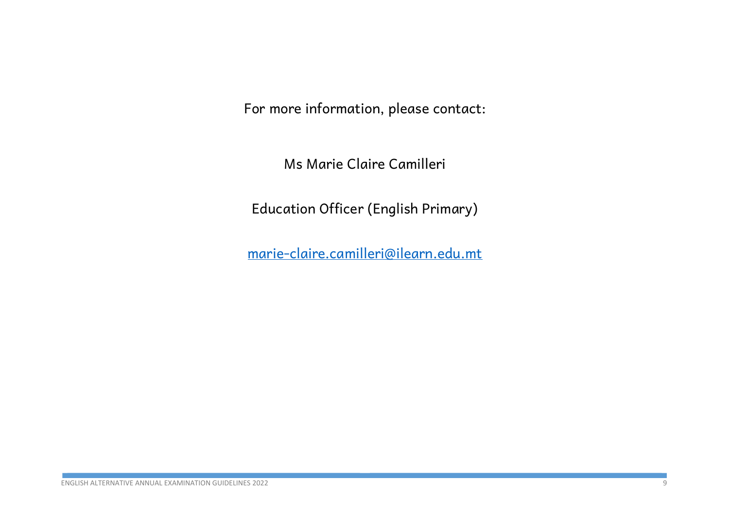For more information, please contact:

Ms Marie Claire Camilleri

Education Officer (English Primary)

marie-claire.camilleri@ilearn.edu.mt